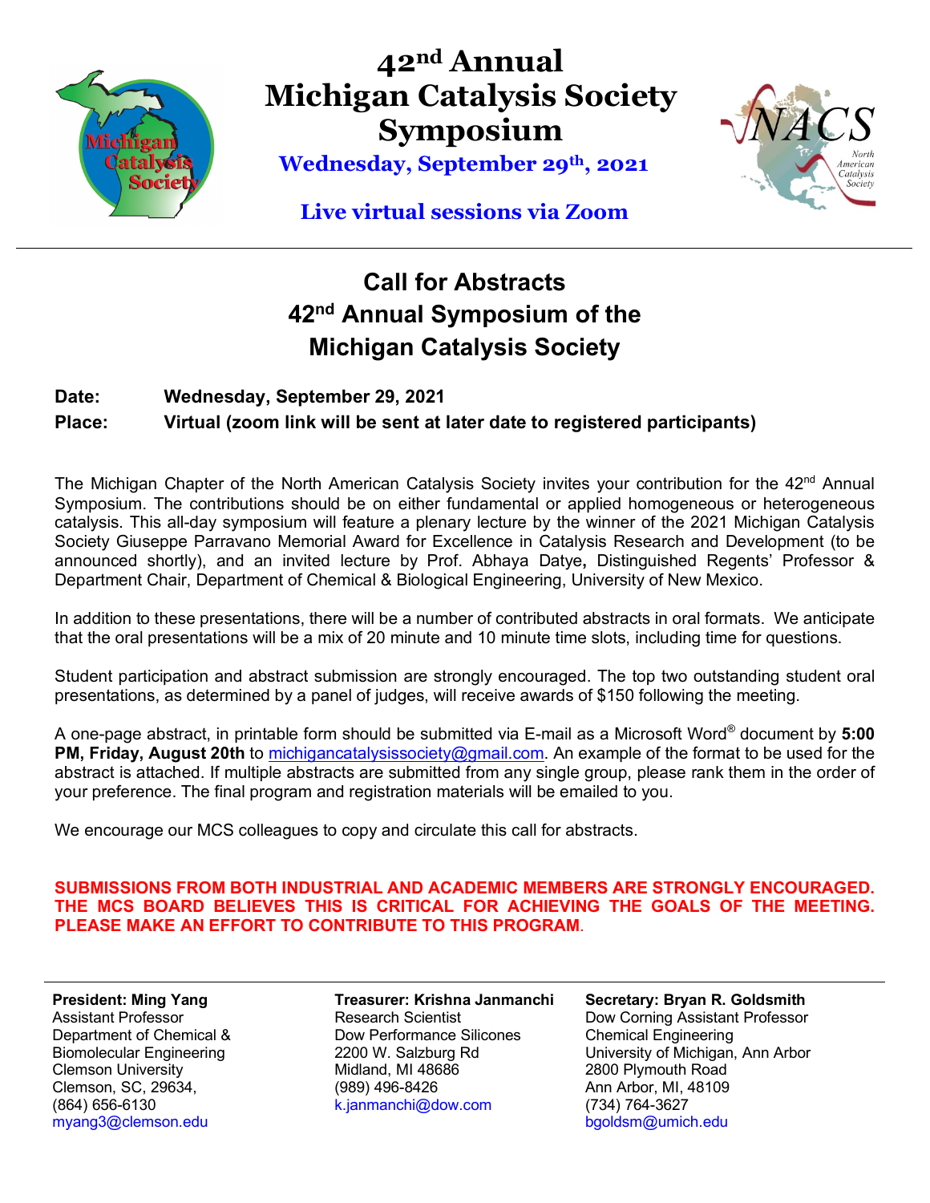# 42nd Annual Michigan Catalysis Society Symposium

**Wednesday, September 29th, 2021**

**Live virtual sessions via Zoom**

---

## Call for Abstracts
## 42nd Annual Symposium of the Michigan Catalysis Society

**Date:** Wednesday, September 29, 2021

**Place:** Virtual (zoom link will be sent at later date to registered participants)

The Michigan Chapter of the North American Catalysis Society invites your contribution for the 42nd Annual Symposium. The contributions should be on either fundamental or applied homogeneous or heterogeneous catalysis. This all-day symposium will feature a plenary lecture by the winner of the 2021 Michigan Catalysis Society Giuseppe Parravano Memorial Award for Excellence in Catalysis Research and Development (to be announced shortly), and an invited lecture by Prof. Abhaya Datye**,** Distinguished Regents' Professor & Department Chair, Department of Chemical & Biological Engineering, University of New Mexico.

In addition to these presentations, there will be a number of contributed abstracts in oral formats. We anticipate that the oral presentations will be a mix of 20 minute and 10 minute time slots, including time for questions.

Student participation and abstract submission are strongly encouraged. The top two outstanding student oral presentations, as determined by a panel of judges, will receive awards of $150 following the meeting.

A one-page abstract, in printable form should be submitted via E-mail as a Microsoft Word® document by **5:00 PM, Friday, August 20th** to michigancatalysissociety@gmail.com. An example of the format to be used for the abstract is attached. If multiple abstracts are submitted from any single group, please rank them in the order of your preference. The final program and registration materials will be emailed to you.

We encourage our MCS colleagues to copy and circulate this call for abstracts.

**SUBMISSIONS FROM BOTH INDUSTRIAL AND ACADEMIC MEMBERS ARE STRONGLY ENCOURAGED. THE MCS BOARD BELIEVES THIS IS CRITICAL FOR ACHIEVING THE GOALS OF THE MEETING. PLEASE MAKE AN EFFORT TO CONTRIBUTE TO THIS PROGRAM**.

---

**President: Ming Yang**
Assistant Professor
Department of Chemical & Biomolecular Engineering
Clemson University
Clemson, SC, 29634,
(864) 656-6130
myang3@clemson.edu

**Treasurer: Krishna Janmanchi**
Research Scientist
Dow Performance Silicones
2200 W. Salzburg Rd
Midland, MI 48686
(989) 496-8426
k.janmanchi@dow.com

**Secretary: Bryan R. Goldsmith**
Dow Corning Assistant Professor
Chemical Engineering
University of Michigan, Ann Arbor
2800 Plymouth Road
Ann Arbor, MI, 48109
(734) 764-3627
bgoldsm@umich.edu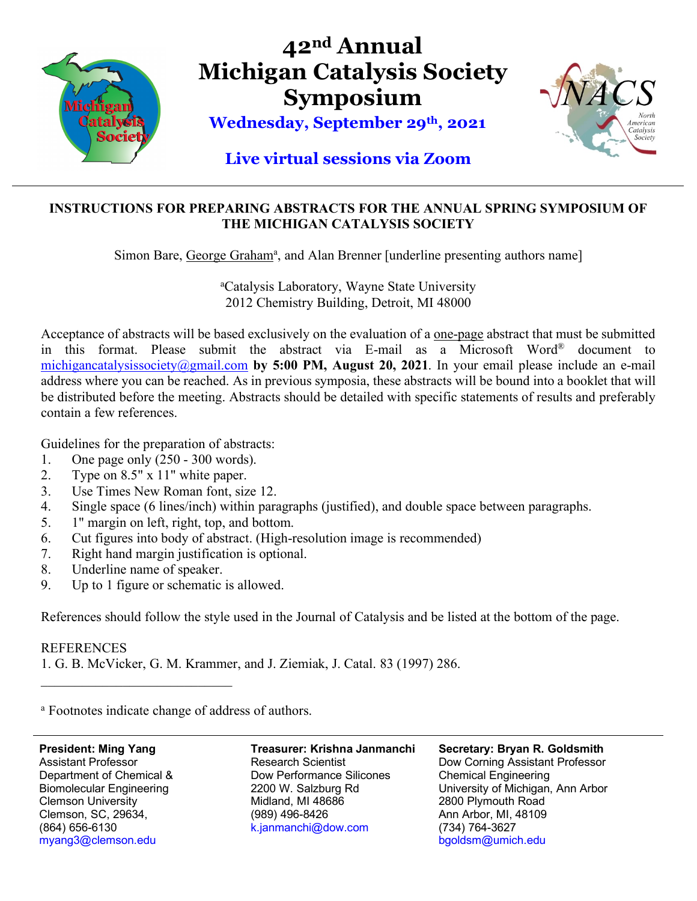# 42nd Annual Michigan Catalysis Society Symposium

**Wednesday, September 29th, 2021**

**Live virtual sessions via Zoom**

---

**INSTRUCTIONS FOR PREPARING ABSTRACTS FOR THE ANNUAL SPRING SYMPOSIUM OF THE MICHIGAN CATALYSIS SOCIETY**

Simon Bare, <u>George Graham</u>[a], and Alan Brenner [underline presenting authors name]

[a]Catalysis Laboratory, Wayne State University
2012 Chemistry Building, Detroit, MI 48000

Acceptance of abstracts will be based exclusively on the evaluation of a <u>one-page</u> abstract that must be submitted in this format. Please submit the abstract via E-mail as a Microsoft Word® document to michigancatalysissociety@gmail.com **by 5:00 PM, August 20, 2021**. In your email please include an e-mail address where you can be reached. As in previous symposia, these abstracts will be bound into a booklet that will be distributed before the meeting. Abstracts should be detailed with specific statements of results and preferably contain a few references.

Guidelines for the preparation of abstracts:

1. One page only (250 - 300 words).
2. Type on 8.5" x 11" white paper.
3. Use Times New Roman font, size 12.
4. Single space (6 lines/inch) within paragraphs (justified), and double space between paragraphs.
5. 1" margin on left, right, top, and bottom.
6. Cut figures into body of abstract. (High-resolution image is recommended)
7. Right hand margin justification is optional.
8. Underline name of speaker.
9. Up to 1 figure or schematic is allowed.

References should follow the style used in the Journal of Catalysis and be listed at the bottom of the page.

REFERENCES

1. G. B. McVicker, G. M. Krammer, and J. Ziemiak, J. Catal. 83 (1997) 286.

---

[a] Footnotes indicate change of address of authors.

---

**President: Ming Yang**
Assistant Professor
Department of Chemical & Biomolecular Engineering
Clemson University
Clemson, SC, 29634,
(864) 656-6130
myang3@clemson.edu

**Treasurer: Krishna Janmanchi**
Research Scientist
Dow Performance Silicones
2200 W. Salzburg Rd
Midland, MI 48686
(989) 496-8426
k.janmanchi@dow.com

**Secretary: Bryan R. Goldsmith**
Dow Corning Assistant Professor
Chemical Engineering
University of Michigan, Ann Arbor
2800 Plymouth Road
Ann Arbor, MI, 48109
(734) 764-3627
bgoldsm@umich.edu